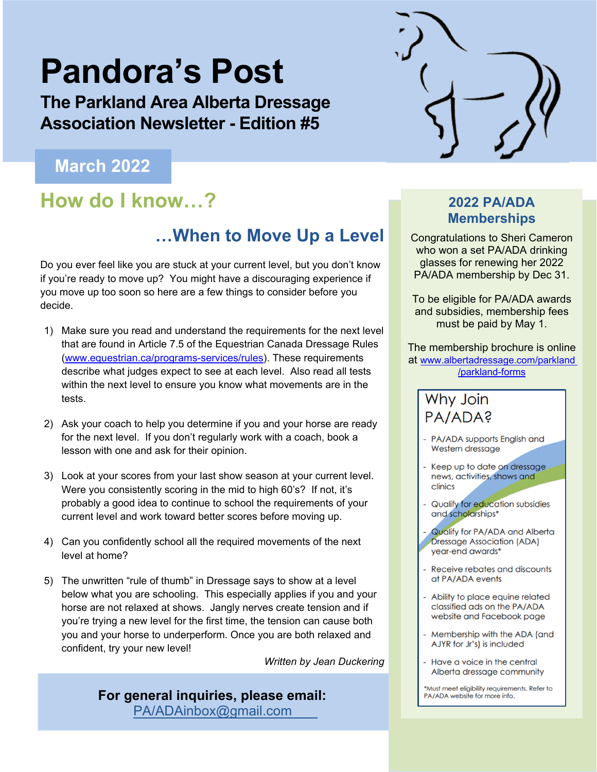# Pandora's Post

## The Parkland Area Alberta Dressage Association Newsletter - Edition #5

**March 2022**

## How do I know…?

### …When to Move Up a Level

Do you ever feel like you are stuck at your current level, but you don't know if you're ready to move up? You might have a discouraging experience if you move up too soon so here are a few things to consider before you decide.

1) Make sure you read and understand the requirements for the next level that are found in Article 7.5 of the Equestrian Canada Dressage Rules (www.equestrian.ca/programs-services/rules). These requirements describe what judges expect to see at each level. Also read all tests within the next level to ensure you know what movements are in the tests.

2) Ask your coach to help you determine if you and your horse are ready for the next level. If you don't regularly work with a coach, book a lesson with one and ask for their opinion.

3) Look at your scores from your last show season at your current level. Were you consistently scoring in the mid to high 60's? If not, it's probably a good idea to continue to school the requirements of your current level and work toward better scores before moving up.

4) Can you confidently school all the required movements of the next level at home?

5) The unwritten "rule of thumb" in Dressage says to show at a level below what you are schooling. This especially applies if you and your horse are not relaxed at shows. Jangly nerves create tension and if you're trying a new level for the first time, the tension can cause both you and your horse to underperform. Once you are both relaxed and confident, try your new level!

*Written by Jean Duckering*

**For general inquiries, please email:**
PA/ADAinbox@gmail.com

## 2022 PA/ADA Memberships

Congratulations to Sheri Cameron who won a set PA/ADA drinking glasses for renewing her 2022 PA/ADA membership by Dec 31.

To be eligible for PA/ADA awards and subsidies, membership fees must be paid by May 1.

The membership brochure is online at www.albertadressage.com/parkland/parkland-forms

### Why Join PA/ADA?

- PA/ADA supports English and Western dressage
- Keep up to date on dressage news, activities, shows and clinics
- Qualify for education subsidies and scholarships*
- Qualify for PA/ADA and Alberta Dressage Association (ADA) year-end awards*
- Receive rebates and discounts at PA/ADA events
- Ability to place equine related classified ads on the PA/ADA website and Facebook page
- Membership with the ADA (and AJYR for Jr's) is included
- Have a voice in the central Alberta dressage community

*Must meet eligibility requirements. Refer to PA/ADA website for more info.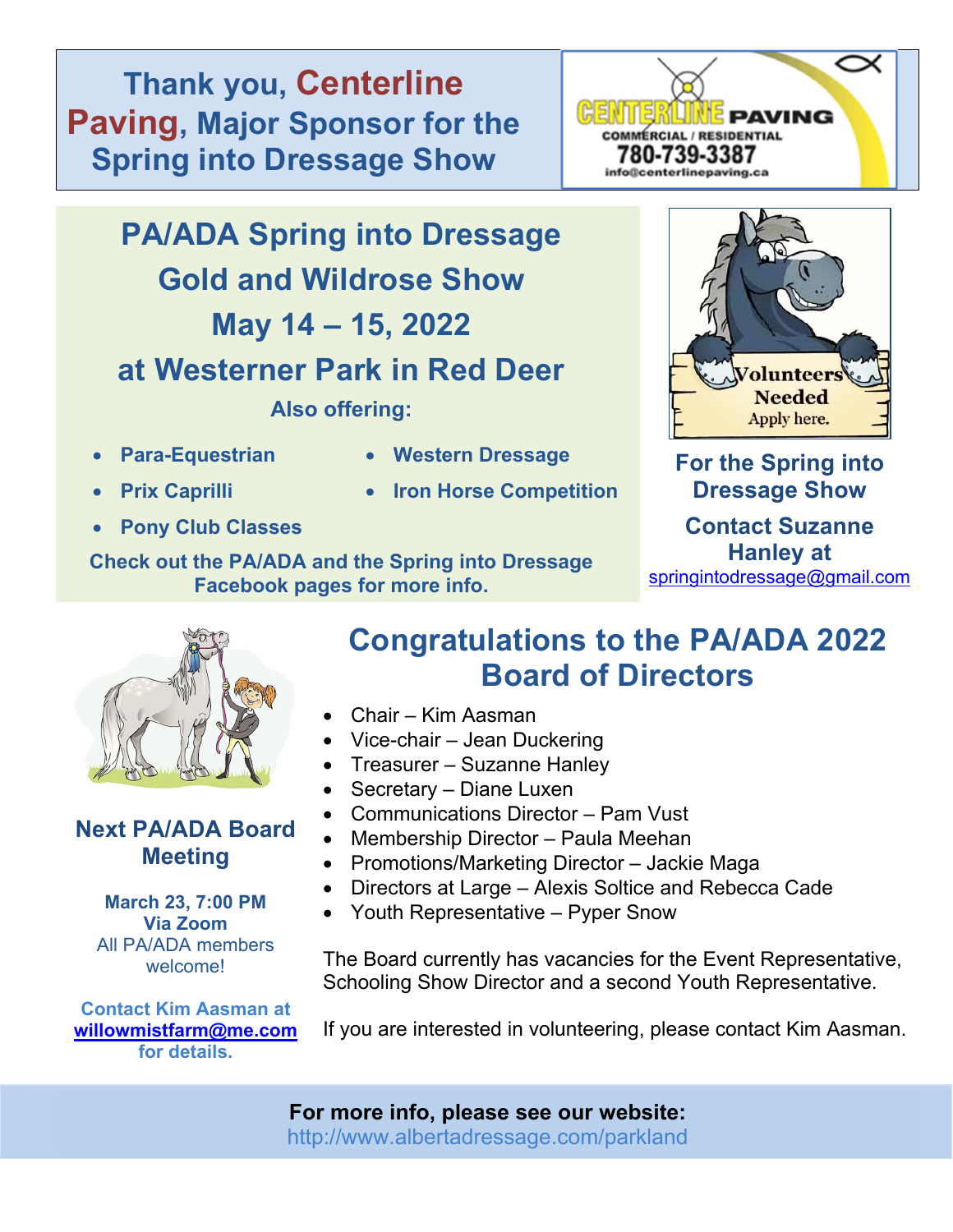## Thank you, Centerline Paving, Major Sponsor for the Spring into Dressage Show

CENTERLINE PAVING
COMMERCIAL / RESIDENTIAL
780-739-3387
info@centerlinepaving.ca

# PA/ADA Spring into Dressage Gold and Wildrose Show
## May 14 – 15, 2022
## at Westerner Park in Red Deer

**Also offering:**

- **Para-Equestrian**
- **Prix Caprilli**
- **Pony Club Classes**
- **Western Dressage**
- **Iron Horse Competition**

**Check out the PA/ADA and the Spring into Dressage Facebook pages for more info.**

Volunteers Needed
Apply here.

### For the Spring into Dressage Show

**Contact Suzanne Hanley at**
springintodressage@gmail.com

## Congratulations to the PA/ADA 2022 Board of Directors

- Chair – Kim Aasman
- Vice-chair – Jean Duckering
- Treasurer – Suzanne Hanley
- Secretary – Diane Luxen
- Communications Director – Pam Vust
- Membership Director – Paula Meehan
- Promotions/Marketing Director – Jackie Maga
- Directors at Large – Alexis Soltice and Rebecca Cade
- Youth Representative – Pyper Snow

The Board currently has vacancies for the Event Representative, Schooling Show Director and a second Youth Representative.

If you are interested in volunteering, please contact Kim Aasman.

### Next PA/ADA Board Meeting

**March 23, 7:00 PM**
**Via Zoom**
All PA/ADA members welcome!

**Contact Kim Aasman at willowmistfarm@me.com for details.**

**For more info, please see our website:**
http://www.albertadressage.com/parkland